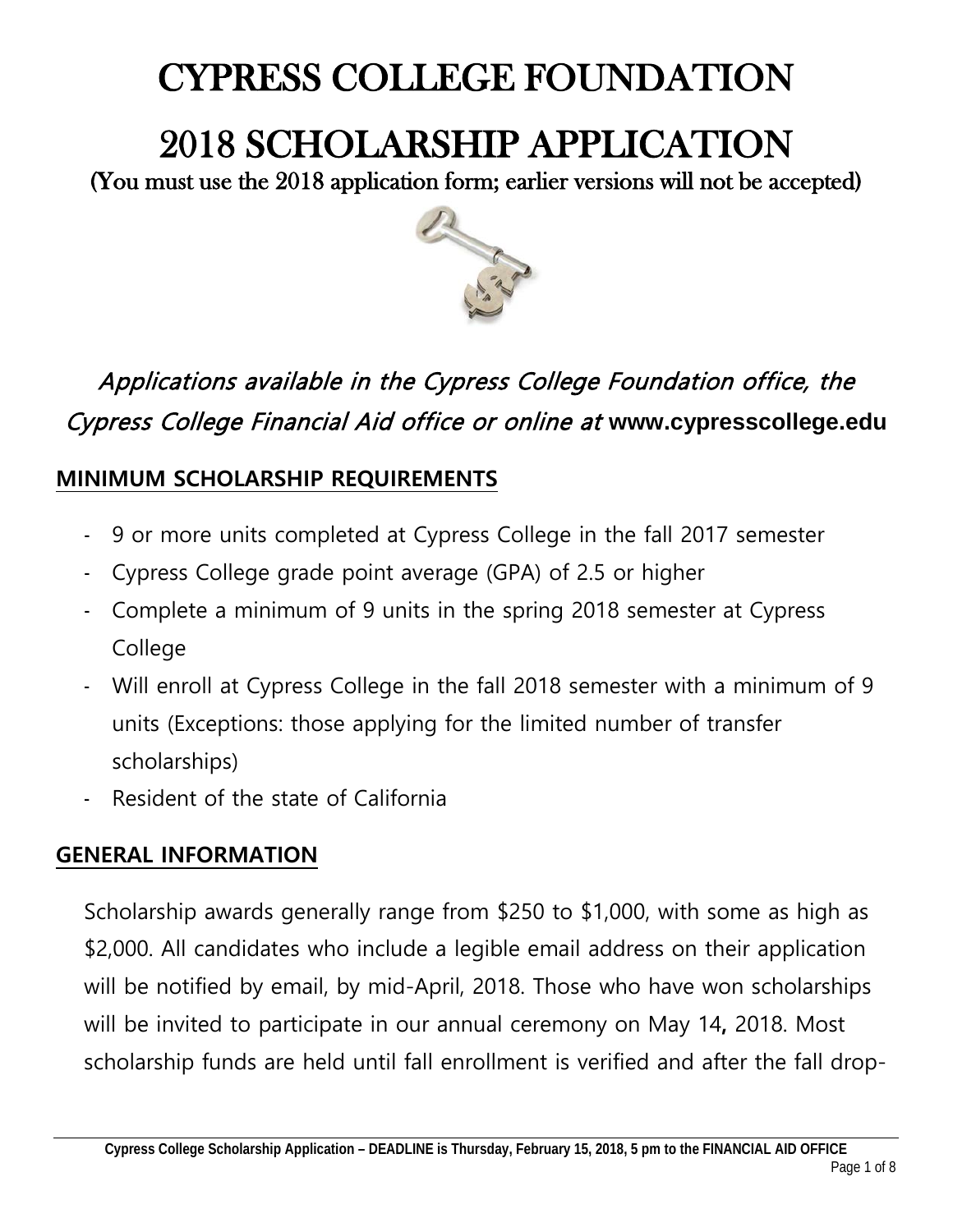# CYPRESS COLLEGE FOUNDATION

# 2018 SCHOLARSHIP APPLICATION

**(You must use the 2018 application form; earlier versions will not be accepted)**

*Applications available in the Cypress College Foundation office, the Cypress College Financial Aid office or online at* **www.cypresscollege.edu**

## MINIMUM SCHOLARSHIP REQUIREMENTS

- 9 or more units completed at Cypress College in the fall 2017 semester
- Cypress College grade point average (GPA) of 2.5 or higher
- Complete a minimum of 9 units in the spring 2018 semester at Cypress College
- Will enroll at Cypress College in the fall 2018 semester with a minimum of 9 units (Exceptions: those applying for the limited number of transfer scholarships)
- Resident of the state of California

## GENERAL INFORMATION

Scholarship awards generally range from $250 to $1,000, with some as high as $2,000. All candidates who include a legible email address on their application will be notified by email, by mid-April, 2018. Those who have won scholarships will be invited to participate in our annual ceremony on May 14**,** 2018. Most scholarship funds are held until fall enrollment is verified and after the fall drop-

**Cypress College Scholarship Application – DEADLINE is Thursday, February 15, 2018, 5 pm to the FINANCIAL AID OFFICE**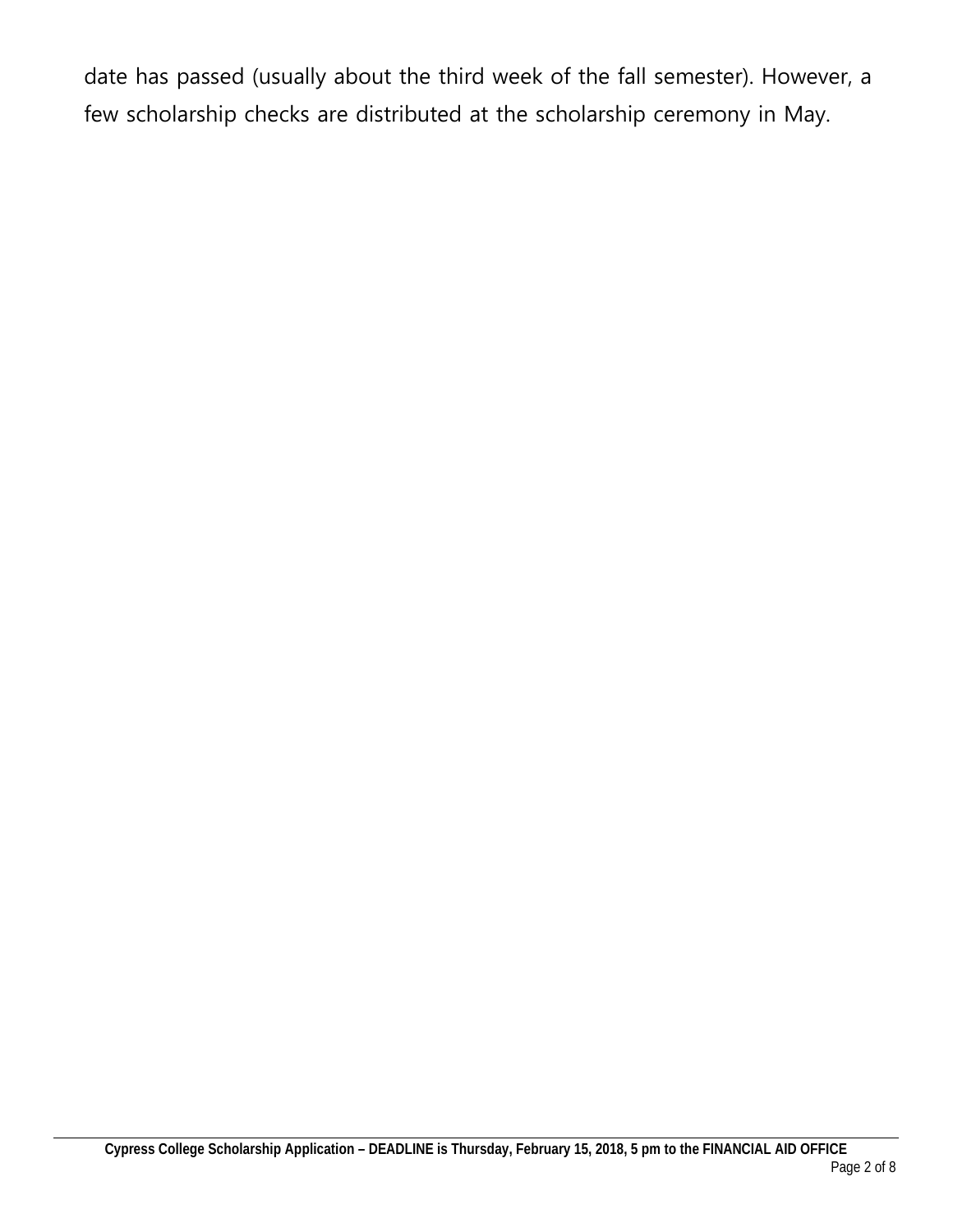date has passed (usually about the third week of the fall semester). However, a few scholarship checks are distributed at the scholarship ceremony in May.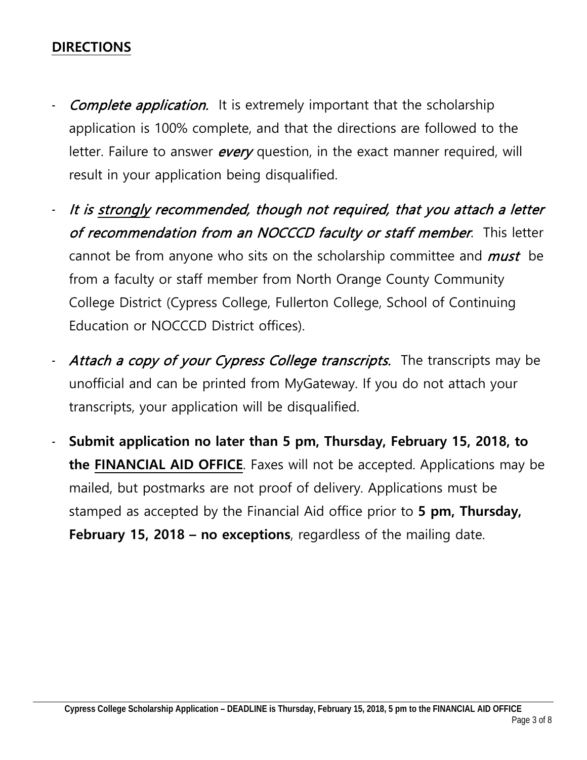## DIRECTIONS

- *Complete application.* It is extremely important that the scholarship application is 100% complete, and that the directions are followed to the letter. Failure to answer ***every*** question, in the exact manner required, will result in your application being disqualified.
- *It is strongly recommended, though not required, that you attach a letter of recommendation from an NOCCCD faculty or staff member*. This letter cannot be from anyone who sits on the scholarship committee and ***must*** be from a faculty or staff member from North Orange County Community College District (Cypress College, Fullerton College, School of Continuing Education or NOCCCD District offices).
- *Attach a copy of your Cypress College transcripts.* The transcripts may be unofficial and can be printed from MyGateway. If you do not attach your transcripts, your application will be disqualified.
- **Submit application no later than 5 pm, Thursday, February 15, 2018, to the FINANCIAL AID OFFICE**. Faxes will not be accepted. Applications may be mailed, but postmarks are not proof of delivery. Applications must be stamped as accepted by the Financial Aid office prior to **5 pm, Thursday, February 15, 2018 – no exceptions**, regardless of the mailing date.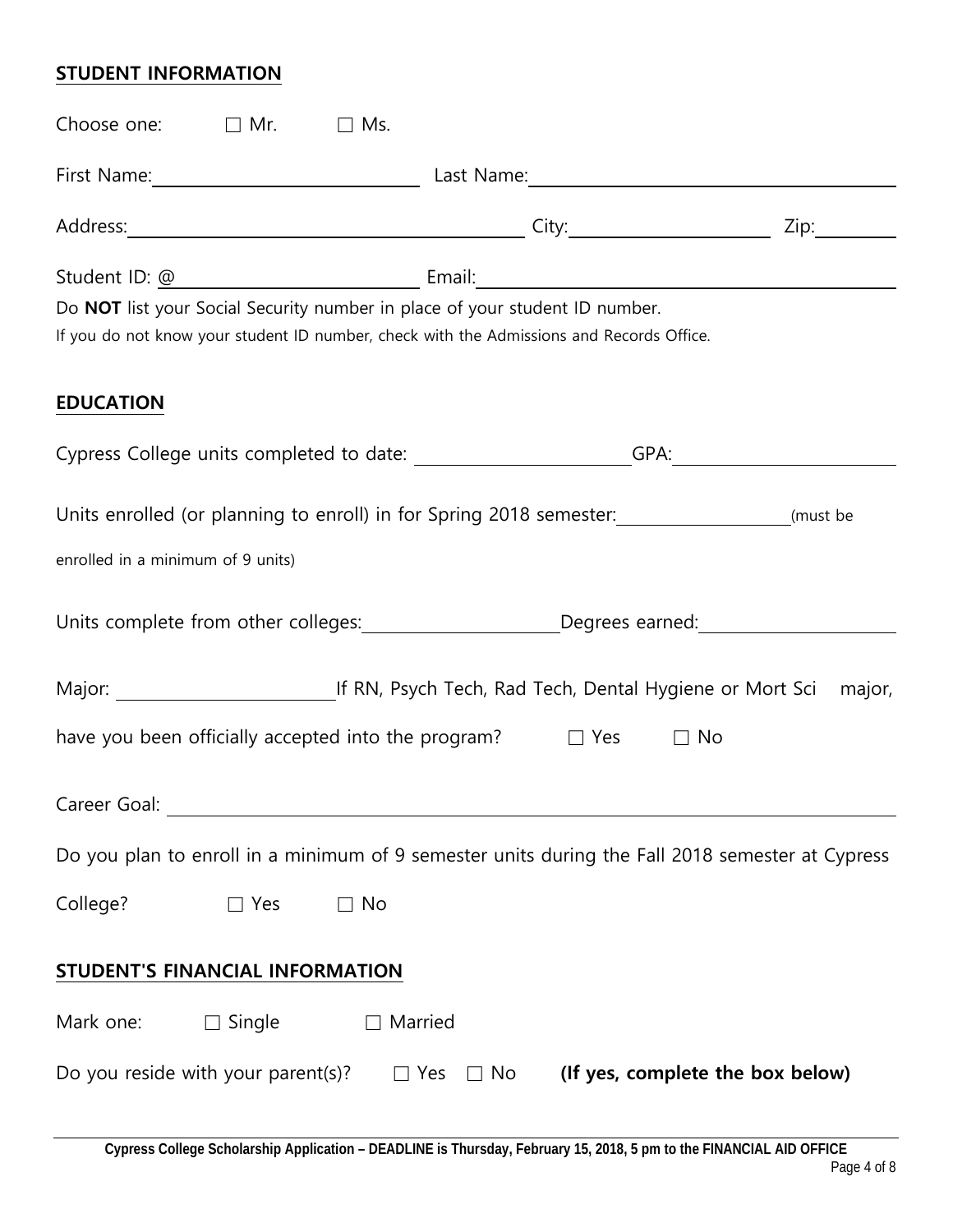## STUDENT INFORMATION

Choose one: ☐ Mr. ☐ Ms.

First Name: \_\_\_\_\_\_\_\_\_\_\_\_\_\_\_\_\_\_\_\_ Last Name: \_\_\_\_\_\_\_\_\_\_\_\_\_\_\_\_\_\_\_\_

Address: \_\_\_\_\_\_\_\_\_\_\_\_\_\_\_\_\_\_\_\_ City: \_\_\_\_\_\_\_\_\_\_\_\_\_\_\_\_ Zip: \_\_\_\_\_\_\_\_

Student ID: @ \_\_\_\_\_\_\_\_\_\_\_\_\_\_\_\_\_\_\_\_ Email: \_\_\_\_\_\_\_\_\_\_\_\_\_\_\_\_\_\_\_\_

Do **NOT** list your Social Security number in place of your student ID number.

If you do not know your student ID number, check with the Admissions and Records Office.

## EDUCATION

Cypress College units completed to date: \_\_\_\_\_\_\_\_\_\_\_\_\_\_\_\_ GPA: \_\_\_\_\_\_\_\_\_\_\_\_\_\_\_\_

Units enrolled (or planning to enroll) in for Spring 2018 semester: \_\_\_\_\_\_\_\_\_\_\_\_\_\_ (must be enrolled in a minimum of 9 units)

Units complete from other colleges: \_\_\_\_\_\_\_\_\_\_\_\_\_\_\_\_ Degrees earned: \_\_\_\_\_\_\_\_\_\_\_\_\_\_\_\_

Major: \_\_\_\_\_\_\_\_\_\_\_\_\_\_\_\_ If RN, Psych Tech, Rad Tech, Dental Hygiene or Mort Sci major, have you been officially accepted into the program? ☐ Yes ☐ No

Career Goal: \_\_\_\_\_\_\_\_\_\_\_\_\_\_\_\_\_\_\_\_\_\_\_\_\_\_\_\_\_\_\_\_\_\_\_\_\_\_\_\_

Do you plan to enroll in a minimum of 9 semester units during the Fall 2018 semester at Cypress College? ☐ Yes ☐ No

## STUDENT'S FINANCIAL INFORMATION

Mark one: ☐ Single ☐ Married

Do you reside with your parent(s)? ☐ Yes ☐ No **(If yes, complete the box below)**

**Cypress College Scholarship Application – DEADLINE is Thursday, February 15, 2018, 5 pm to the FINANCIAL AID OFFICE**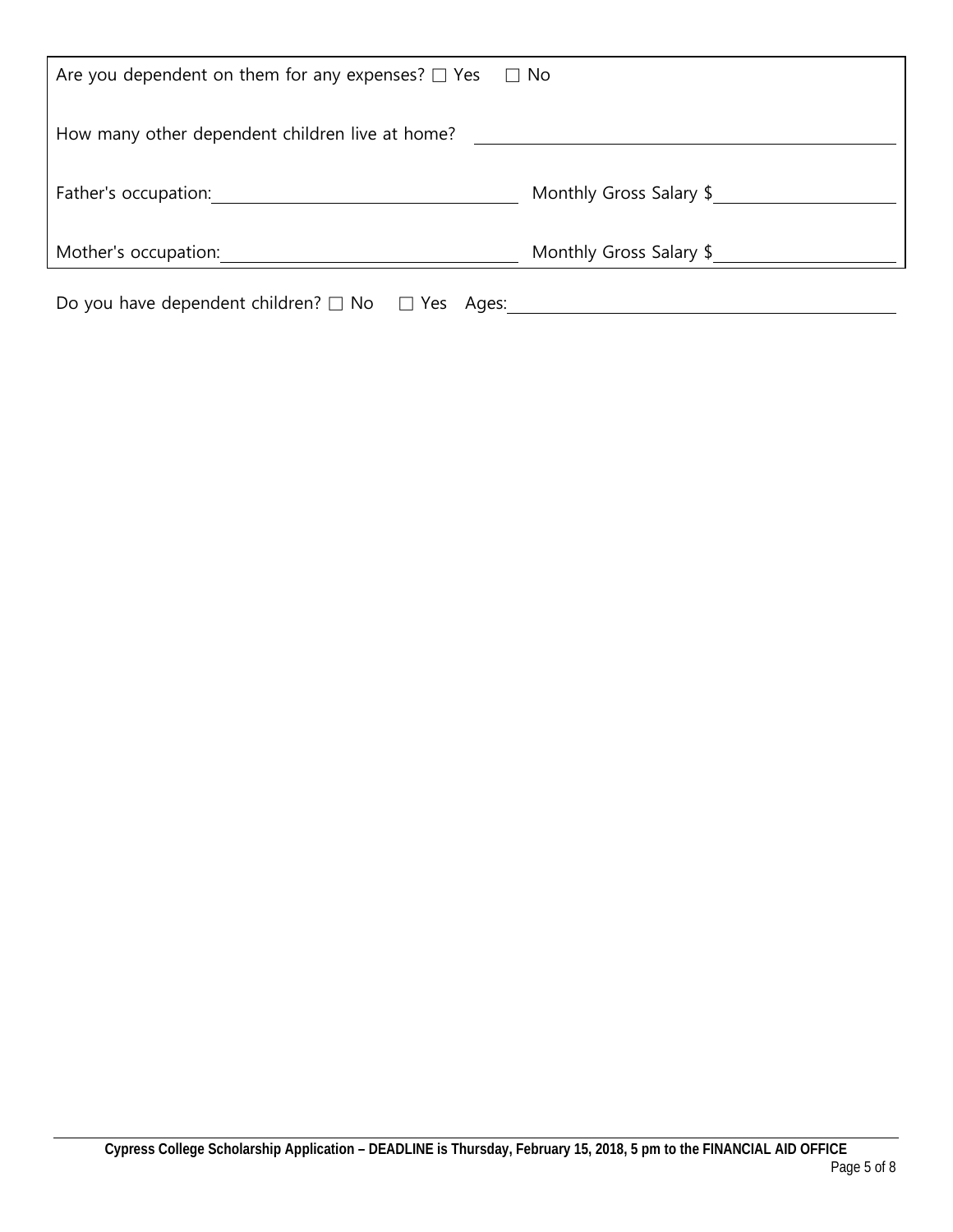Are you dependent on them for any expenses? ☐ Yes ☐ No

How many other dependent children live at home? ____________________

Father's occupation: ____________________ Monthly Gross Salary $ ____________________

Mother's occupation: ____________________ Monthly Gross Salary $ ____________________

Do you have dependent children? ☐ No ☐ Yes Ages: ____________________

**Cypress College Scholarship Application – DEADLINE is Thursday, February 15, 2018, 5 pm to the FINANCIAL AID OFFICE**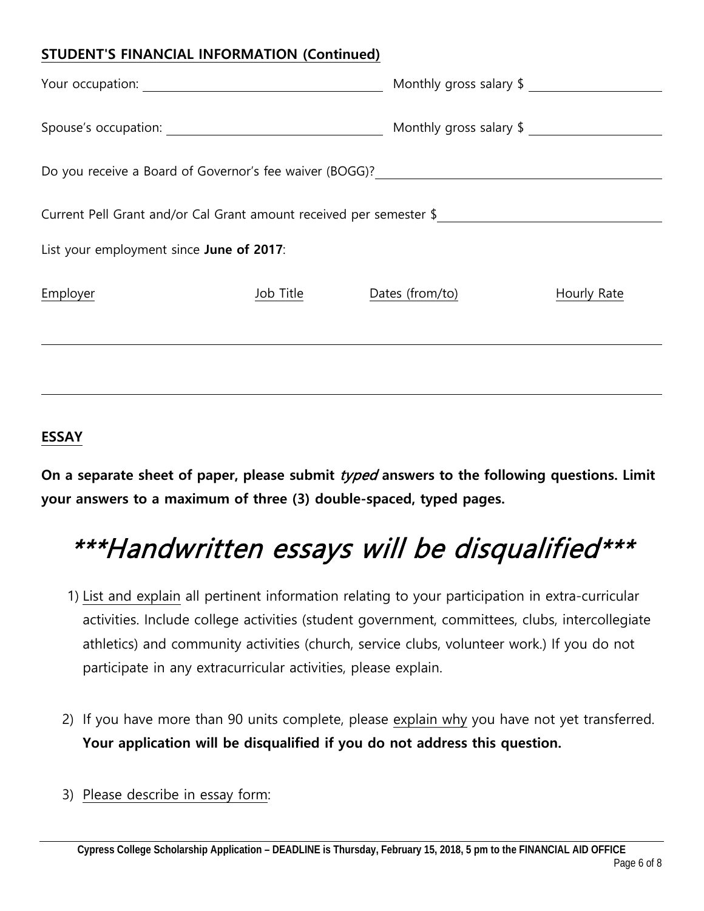## STUDENT'S FINANCIAL INFORMATION (Continued)

Your occupation: ______________________ Monthly gross salary $ ______________

Spouse's occupation: ______________________ Monthly gross salary $ ______________

Do you receive a Board of Governor's fee waiver (BOGG)? ______________________

Current Pell Grant and/or Cal Grant amount received per semester $ ______________________

List your employment since **June of 2017**:

| Employer | Job Title | Dates (from/to) | Hourly Rate |
|---|---|---|---|
| | | | |
| | | | |

## ESSAY

**On a separate sheet of paper, please submit *typed* answers to the following questions. Limit your answers to a maximum of three (3) double-spaced, typed pages.**

# *\*\*\*Handwritten essays will be disqualified\*\*\**

1) List and explain all pertinent information relating to your participation in extra-curricular activities. Include college activities (student government, committees, clubs, intercollegiate athletics) and community activities (church, service clubs, volunteer work.) If you do not participate in any extracurricular activities, please explain.

2) If you have more than 90 units complete, please explain why you have not yet transferred. **Your application will be disqualified if you do not address this question.**

3) Please describe in essay form:

**Cypress College Scholarship Application – DEADLINE is Thursday, February 15, 2018, 5 pm to the FINANCIAL AID OFFICE**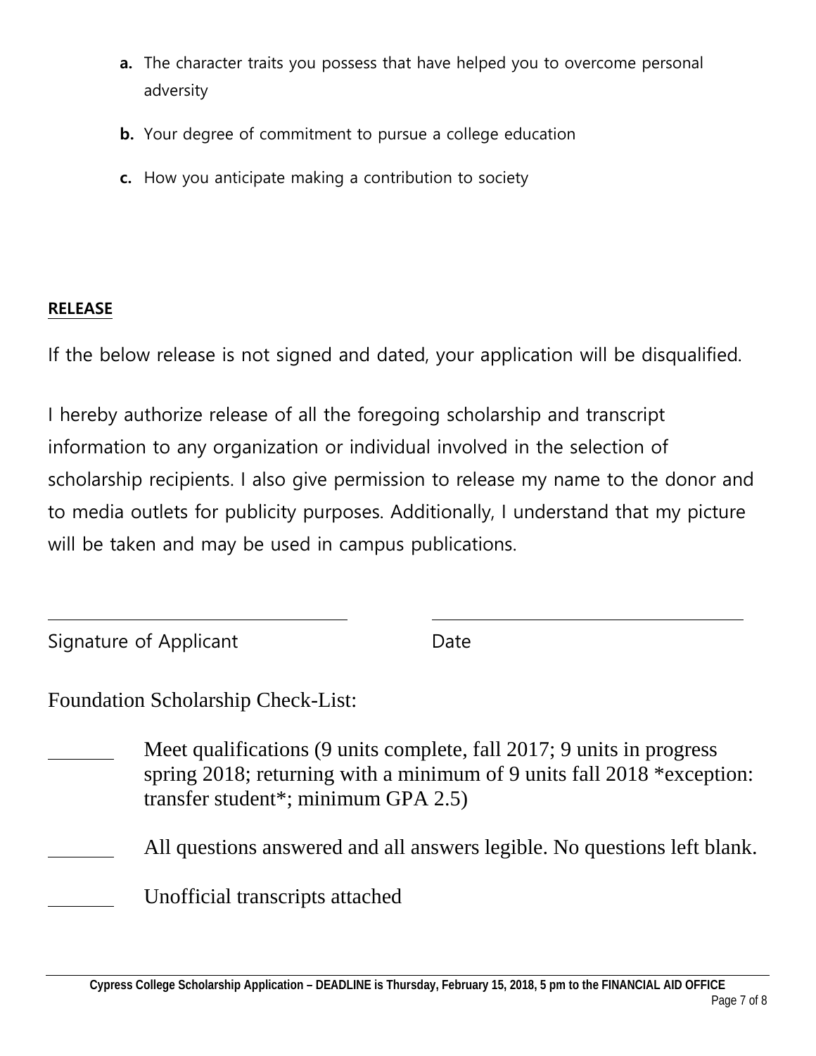a. The character traits you possess that have helped you to overcome personal adversity

b. Your degree of commitment to pursue a college education

c. How you anticipate making a contribution to society

**RELEASE**

If the below release is not signed and dated, your application will be disqualified.

I hereby authorize release of all the foregoing scholarship and transcript information to any organization or individual involved in the selection of scholarship recipients. I also give permission to release my name to the donor and to media outlets for publicity purposes. Additionally, I understand that my picture will be taken and may be used in campus publications.

\_\_\_\_\_\_\_\_\_\_\_\_\_\_\_\_\_\_\_\_\_\_\_\_\_\_\_\_ \_\_\_\_\_\_\_\_\_\_\_\_\_\_\_\_\_\_\_\_\_\_\_\_\_\_\_\_

Signature of Applicant Date

Foundation Scholarship Check-List:

\_\_\_\_\_\_ Meet qualifications (9 units complete, fall 2017; 9 units in progress spring 2018; returning with a minimum of 9 units fall 2018 *exception: transfer student*; minimum GPA 2.5)

\_\_\_\_\_\_ All questions answered and all answers legible. No questions left blank.

\_\_\_\_\_\_ Unofficial transcripts attached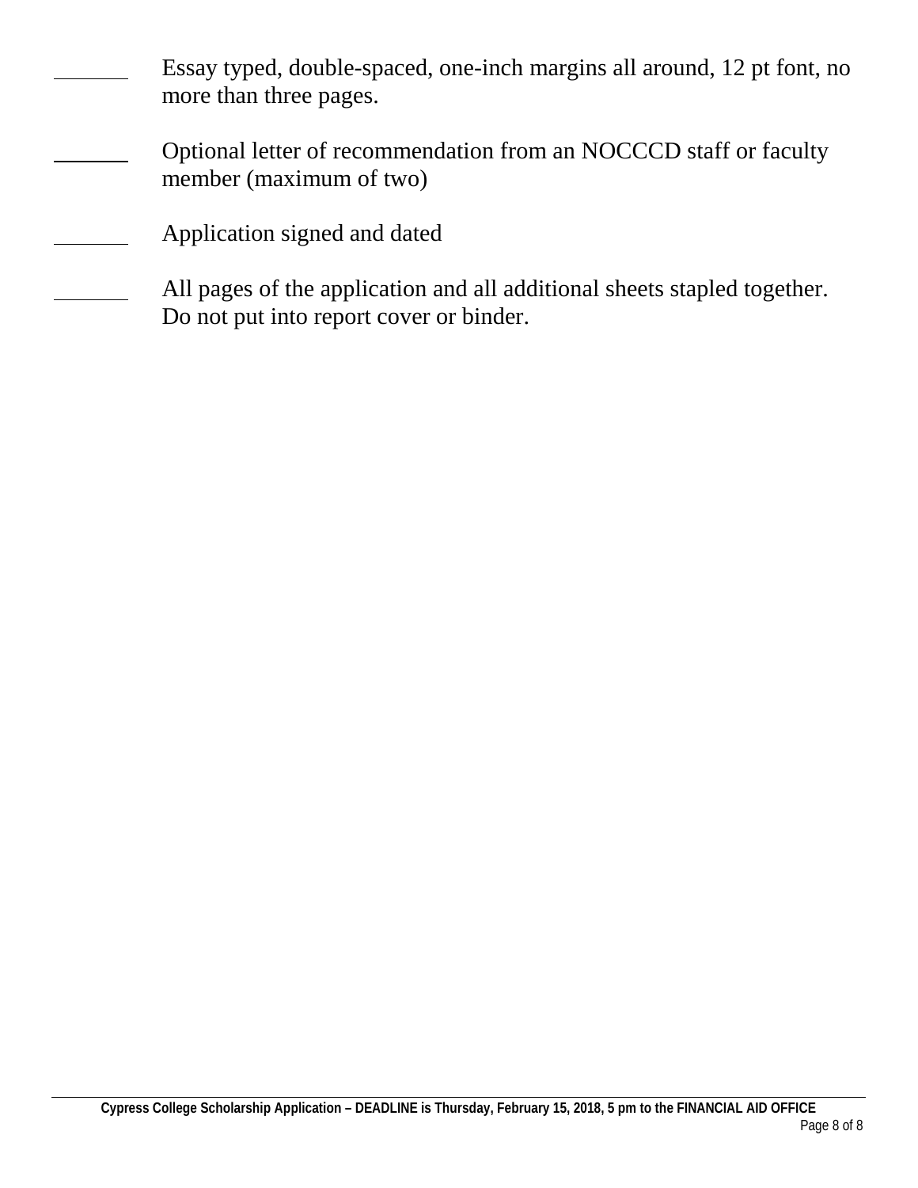_______ Essay typed, double-spaced, one-inch margins all around, 12 pt font, no more than three pages.

_______ Optional letter of recommendation from an NOCCCD staff or faculty member (maximum of two)

_______ Application signed and dated

_______ All pages of the application and all additional sheets stapled together. Do not put into report cover or binder.